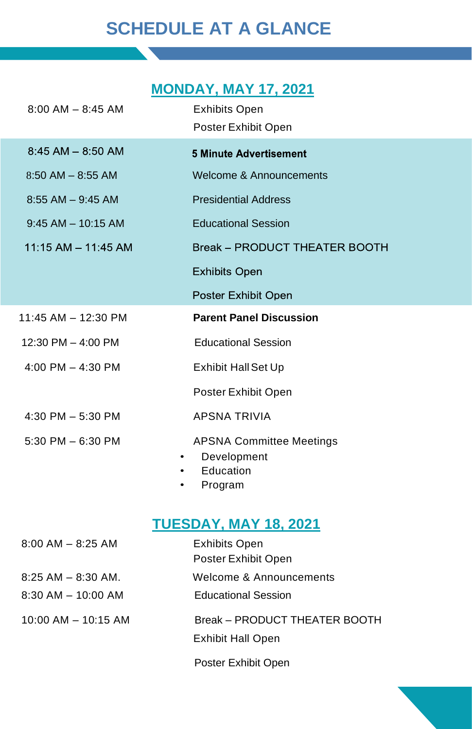# SCHEDULE AT A GLANCE

## MONDAY, MAY 17, 2021

| Time | Event |
|---|---|
| 8:00 AM – 8:45 AM | Exhibits Open<br>Poster Exhibit Open |
| 8:45 AM – 8:50 AM | **5 Minute Advertisement** |
| 8:50 AM – 8:55 AM | Welcome & Announcements |
| 8:55 AM – 9:45 AM | Presidential Address |
| 9:45 AM – 10:15 AM | Educational Session |
| 11:15 AM – 11:45 AM | Break – PRODUCT THEATER BOOTH<br>Exhibits Open<br>Poster Exhibit Open |
| 11:45 AM – 12:30 PM | **Parent Panel Discussion** |
| 12:30 PM – 4:00 PM | Educational Session |
| 4:00 PM – 4:30 PM | Exhibit Hall Set Up<br>Poster Exhibit Open |
| 4:30 PM – 5:30 PM | APSNA TRIVIA |
| 5:30 PM – 6:30 PM | APSNA Committee Meetings<br>• Development<br>• Education<br>• Program |

## TUESDAY, MAY 18, 2021

| Time | Event |
|---|---|
| 8:00 AM – 8:25 AM | Exhibits Open<br>Poster Exhibit Open |
| 8:25 AM – 8:30 AM. | Welcome & Announcements |
| 8:30 AM – 10:00 AM | Educational Session |
| 10:00 AM – 10:15 AM | Break – PRODUCT THEATER BOOTH<br>Exhibit Hall Open<br>Poster Exhibit Open |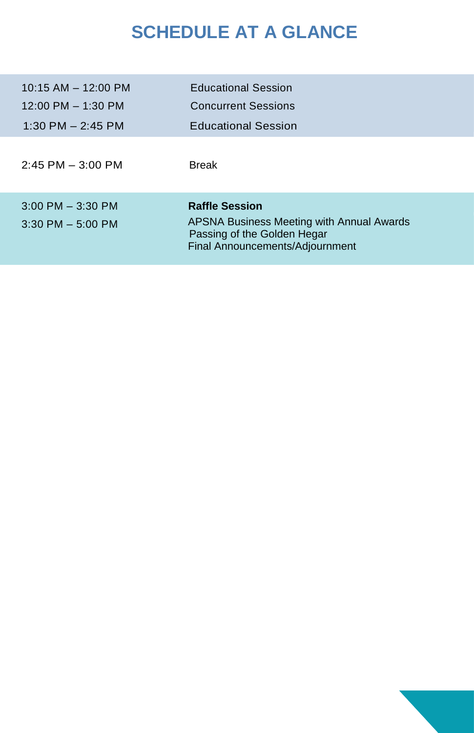# SCHEDULE AT A GLANCE

| Time | Event |
|---|---|
| 10:15 AM – 12:00 PM | Educational Session |
| 12:00 PM – 1:30 PM | Concurrent Sessions |
| 1:30 PM – 2:45 PM | Educational Session |
| 2:45 PM – 3:00 PM | Break |
| 3:00 PM – 3:30 PM | **Raffle Session** |
| 3:30 PM – 5:00 PM | APSNA Business Meeting with Annual Awards<br>Passing of the Golden Hegar<br>Final Announcements/Adjournment |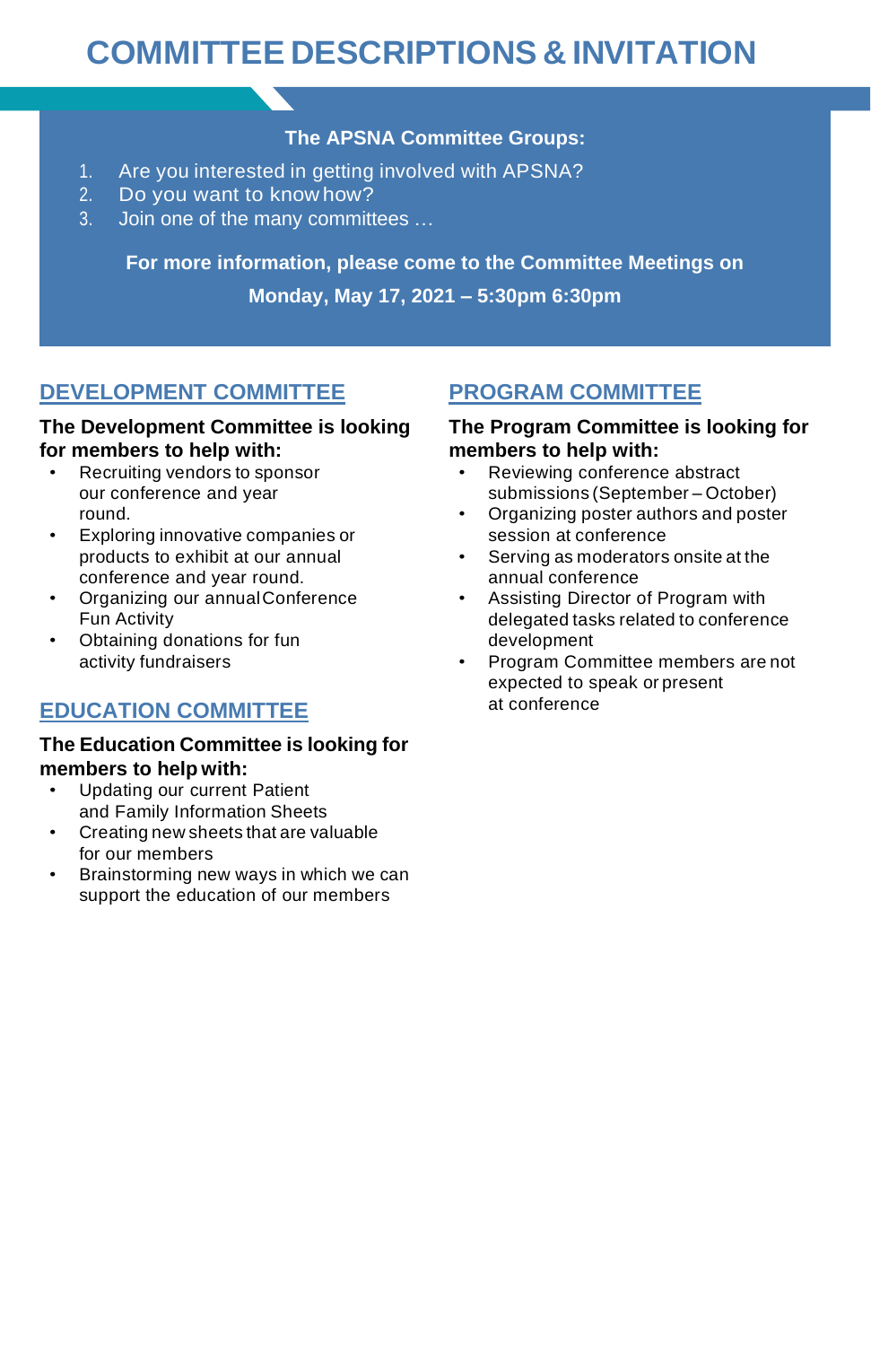# COMMITTEE DESCRIPTIONS & INVITATION

**The APSNA Committee Groups:**

1. Are you interested in getting involved with APSNA?
2. Do you want to know how?
3. Join one of the many committees …

**For more information, please come to the Committee Meetings on**

**Monday, May 17, 2021 – 5:30pm 6:30pm**

## DEVELOPMENT COMMITTEE

**The Development Committee is looking for members to help with:**

- Recruiting vendors to sponsor our conference and year round.
- Exploring innovative companies or products to exhibit at our annual conference and year round.
- Organizing our annual Conference Fun Activity
- Obtaining donations for fun activity fundraisers

## EDUCATION COMMITTEE

**The Education Committee is looking for members to help with:**

- Updating our current Patient and Family Information Sheets
- Creating new sheets that are valuable for our members
- Brainstorming new ways in which we can support the education of our members

## PROGRAM COMMITTEE

**The Program Committee is looking for members to help with:**

- Reviewing conference abstract submissions (September – October)
- Organizing poster authors and poster session at conference
- Serving as moderators onsite at the annual conference
- Assisting Director of Program with delegated tasks related to conference development
- Program Committee members are not expected to speak or present at conference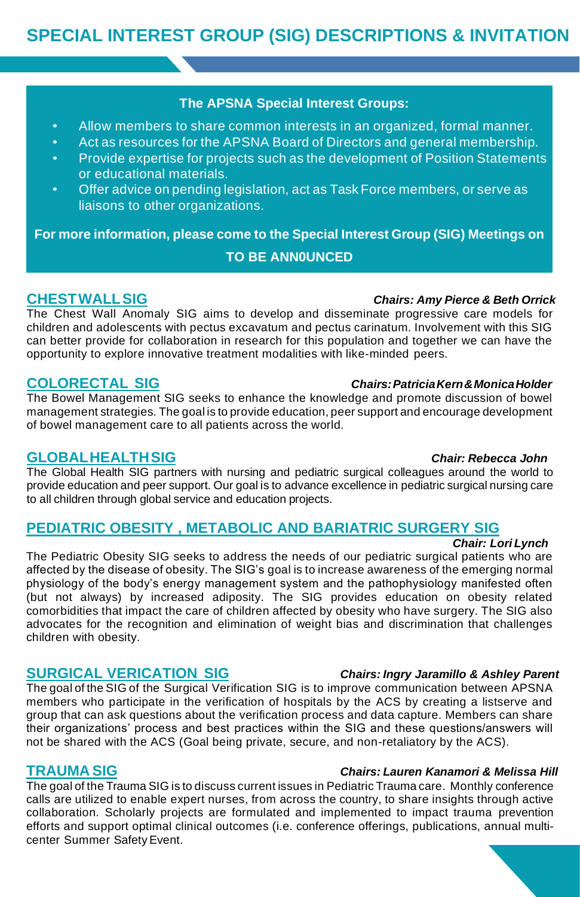# SPECIAL INTEREST GROUP (SIG) DESCRIPTIONS & INVITATION

**The APSNA Special Interest Groups:**

- Allow members to share common interests in an organized, formal manner.
- Act as resources for the APSNA Board of Directors and general membership.
- Provide expertise for projects such as the development of Position Statements or educational materials.
- Offer advice on pending legislation, act as Task Force members, or serve as liaisons to other organizations.

**For more information, please come to the Special Interest Group (SIG) Meetings on**

**TO BE ANN0UNCED**

## CHESTWALL SIG

***Chairs: Amy Pierce & Beth Orrick***

The Chest Wall Anomaly SIG aims to develop and disseminate progressive care models for children and adolescents with pectus excavatum and pectus carinatum. Involvement with this SIG can better provide for collaboration in research for this population and together we can have the opportunity to explore innovative treatment modalities with like-minded peers.

## COLORECTAL SIG

***Chairs: Patricia Kern & Monica Holder***

The Bowel Management SIG seeks to enhance the knowledge and promote discussion of bowel management strategies. The goal is to provide education, peer support and encourage development of bowel management care to all patients across the world.

## GLOBAL HEALTH SIG

***Chair: Rebecca John***

The Global Health SIG partners with nursing and pediatric surgical colleagues around the world to provide education and peer support. Our goal is to advance excellence in pediatric surgical nursing care to all children through global service and education projects.

## PEDIATRIC OBESITY , METABOLIC AND BARIATRIC SURGERY SIG

***Chair: Lori Lynch***

The Pediatric Obesity SIG seeks to address the needs of our pediatric surgical patients who are affected by the disease of obesity. The SIG's goal is to increase awareness of the emerging normal physiology of the body's energy management system and the pathophysiology manifested often (but not always) by increased adiposity. The SIG provides education on obesity related comorbidities that impact the care of children affected by obesity who have surgery. The SIG also advocates for the recognition and elimination of weight bias and discrimination that challenges children with obesity.

## SURGICAL VERICATION SIG

***Chairs: Ingry Jaramillo & Ashley Parent***

The goal of the SIG of the Surgical Verification SIG is to improve communication between APSNA members who participate in the verification of hospitals by the ACS by creating a listserve and group that can ask questions about the verification process and data capture. Members can share their organizations' process and best practices within the SIG and these questions/answers will not be shared with the ACS (Goal being private, secure, and non-retaliatory by the ACS).

## TRAUMA SIG

***Chairs: Lauren Kanamori & Melissa Hill***

The goal of the Trauma SIG is to discuss current issues in Pediatric Trauma care. Monthly conference calls are utilized to enable expert nurses, from across the country, to share insights through active collaboration. Scholarly projects are formulated and implemented to impact trauma prevention efforts and support optimal clinical outcomes (i.e. conference offerings, publications, annual multi-center Summer Safety Event.